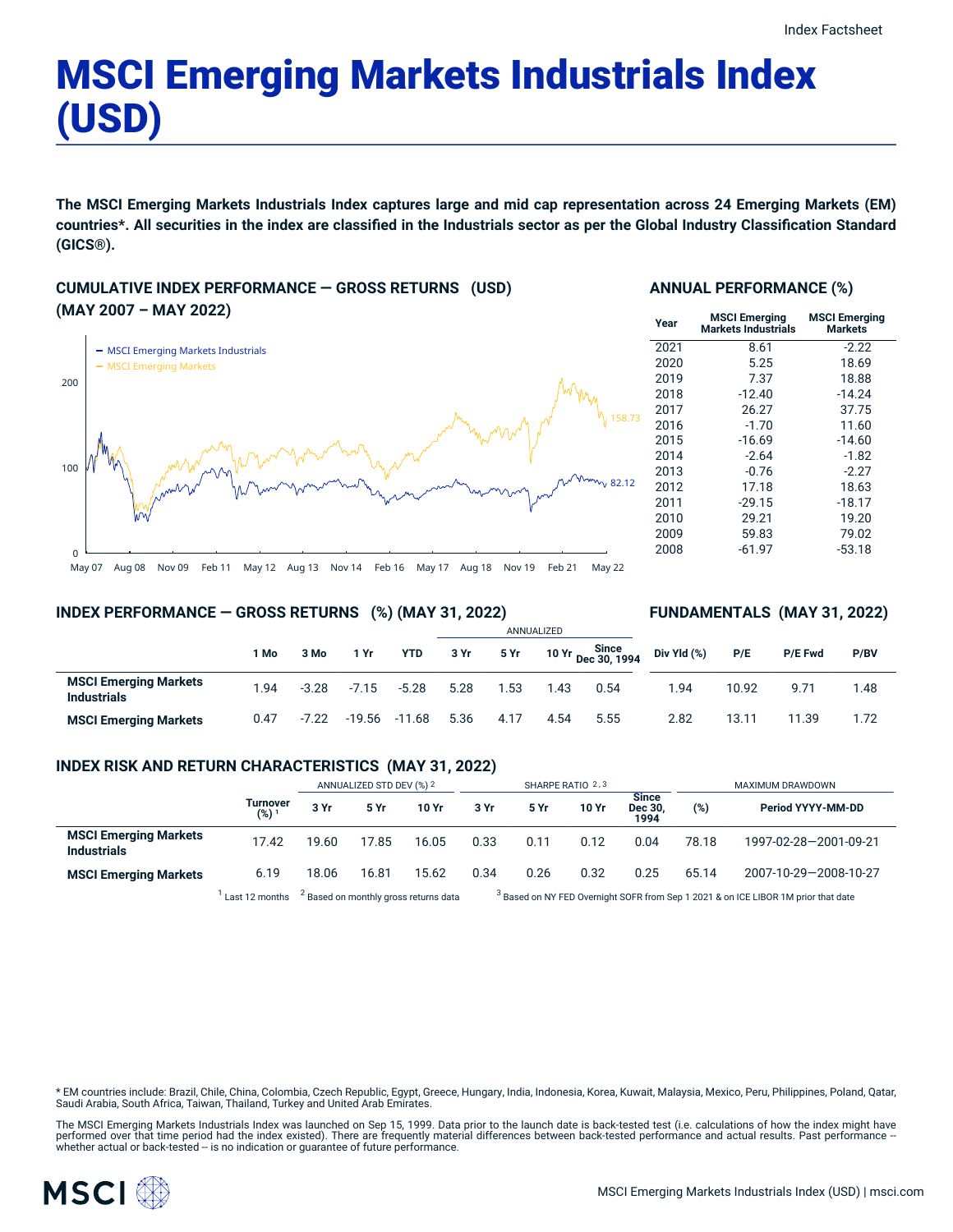# MSCI Emerging Markets Industrials Index (USD)

**The MSCI Emerging Markets Industrials Index captures large and mid cap representation across 24 Emerging Markets (EM) countries*. All securities in the index are classified in the Industrials sector as per the Global Industry Classification Standard (GICS®).**

## CUMULATIVE INDEX PERFORMANCE — GROSS RETURNS (USD) (MAY 2007 – MAY 2022)

- MSCI Emerging Markets Industrials: 82.12
- MSCI Emerging Markets: 158.73

## ANNUAL PERFORMANCE (%)

| Year | MSCI Emerging Markets Industrials | MSCI Emerging Markets |
|---|---|---|
| 2021 | 8.61 | -2.22 |
| 2020 | 5.25 | 18.69 |
| 2019 | 7.37 | 18.88 |
| 2018 | -12.40 | -14.24 |
| 2017 | 26.27 | 37.75 |
| 2016 | -1.70 | 11.60 |
| 2015 | -16.69 | -14.60 |
| 2014 | -2.64 | -1.82 |
| 2013 | -0.76 | -2.27 |
| 2012 | 17.18 | 18.63 |
| 2011 | -29.15 | -18.17 |
| 2010 | 29.21 | 19.20 |
| 2009 | 59.83 | 79.02 |
| 2008 | -61.97 | -53.18 |

## INDEX PERFORMANCE — GROSS RETURNS (%) (MAY 31, 2022)

| | | | | | ANNUALIZED | | | |
|---|---|---|---|---|---|---|---|---|
| | 1 Mo | 3 Mo | 1 Yr | YTD | 3 Yr | 5 Yr | 10 Yr | Since Dec 30, 1994 |
| **MSCI Emerging Markets Industrials** | 1.94 | -3.28 | -7.15 | -5.28 | 5.28 | 1.53 | 1.43 | 0.54 |
| **MSCI Emerging Markets** | 0.47 | -7.22 | -19.56 | -11.68 | 5.36 | 4.17 | 4.54 | 5.55 |

## FUNDAMENTALS (MAY 31, 2022)

| | Div Yld (%) | P/E | P/E Fwd | P/BV |
|---|---|---|---|---|
| **MSCI Emerging Markets Industrials** | 1.94 | 10.92 | 9.71 | 1.48 |
| **MSCI Emerging Markets** | 2.82 | 13.11 | 11.39 | 1.72 |

## INDEX RISK AND RETURN CHARACTERISTICS (MAY 31, 2022)

| | | ANNUALIZED STD DEV (%) [2] | | | SHARPE RATIO [2,3] | | | | MAXIMUM DRAWDOWN | |
|---|---|---|---|---|---|---|---|---|---|---|
| | Turnover (%) [1] | 3 Yr | 5 Yr | 10 Yr | 3 Yr | 5 Yr | 10 Yr | Since Dec 30, 1994 | (%) | Period YYYY-MM-DD |
| **MSCI Emerging Markets Industrials** | 17.42 | 19.60 | 17.85 | 16.05 | 0.33 | 0.11 | 0.12 | 0.04 | 78.18 | 1997-02-28—2001-09-21 |
| **MSCI Emerging Markets** | 6.19 | 18.06 | 16.81 | 15.62 | 0.34 | 0.26 | 0.32 | 0.25 | 65.14 | 2007-10-29—2008-10-27 |

[1] Last 12 months [2] Based on monthly gross returns data [3] Based on NY FED Overnight SOFR from Sep 1 2021 & on ICE LIBOR 1M prior that date

* EM countries include: Brazil, Chile, China, Colombia, Czech Republic, Egypt, Greece, Hungary, India, Indonesia, Korea, Kuwait, Malaysia, Mexico, Peru, Philippines, Poland, Qatar, Saudi Arabia, South Africa, Taiwan, Thailand, Turkey and United Arab Emirates.

The MSCI Emerging Markets Industrials Index was launched on Sep 15, 1999. Data prior to the launch date is back-tested test (i.e. calculations of how the index might have performed over that time period had the index existed). There are frequently material differences between back-tested performance and actual results. Past performance -- whether actual or back-tested -- is no indication or guarantee of future performance.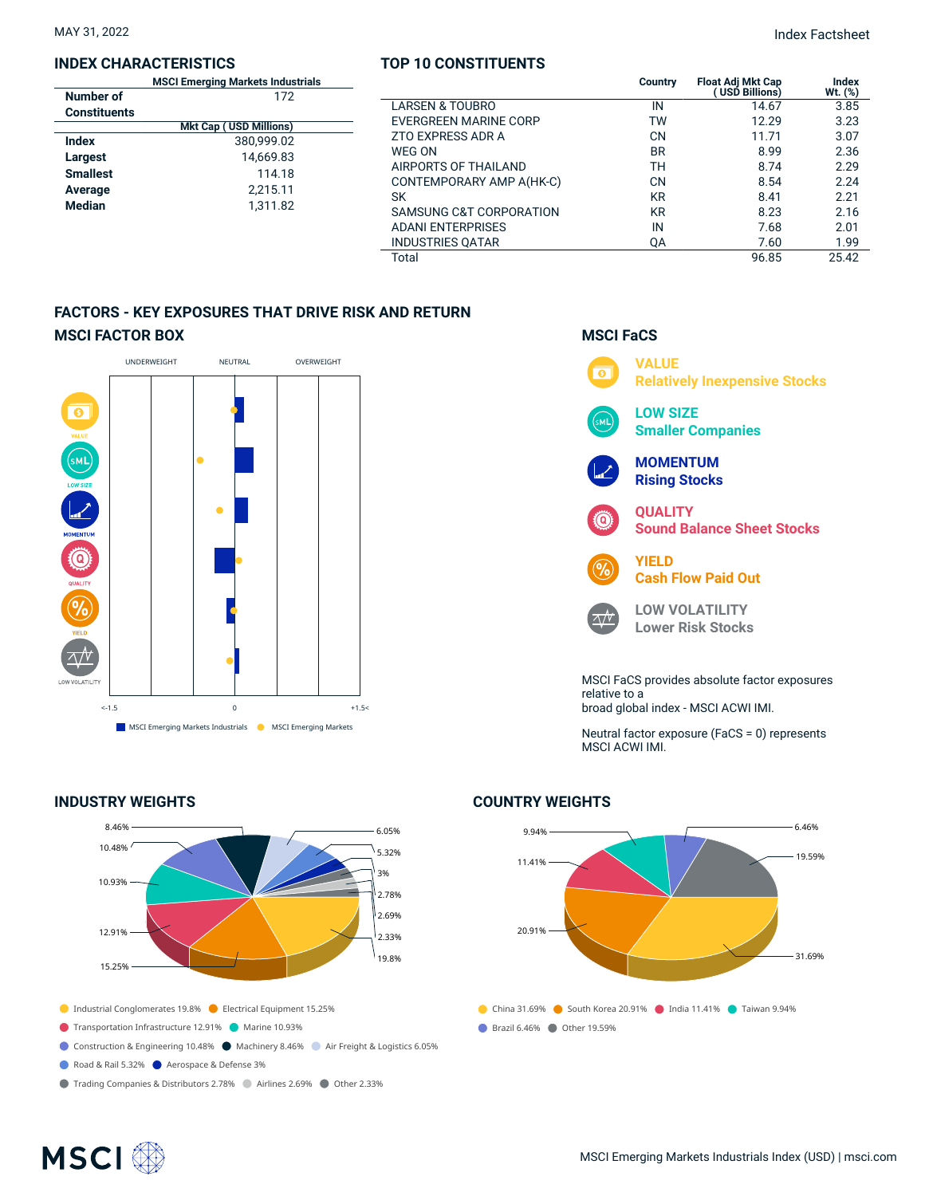MAY 31, 2022

Index Factsheet

## INDEX CHARACTERISTICS

| | MSCI Emerging Markets Industrials |
|---|---|
| **Number of Constituents** | 172 |
| | **Mkt Cap ( USD Millions)** |
| **Index** | 380,999.02 |
| **Largest** | 14,669.83 |
| **Smallest** | 114.18 |
| **Average** | 2,215.11 |
| **Median** | 1,311.82 |

## TOP 10 CONSTITUENTS

| | Country | Float Adj Mkt Cap ( USD Billions) | Index Wt. (%) |
|---|---|---|---|
| LARSEN & TOUBRO | IN | 14.67 | 3.85 |
| EVERGREEN MARINE CORP | TW | 12.29 | 3.23 |
| ZTO EXPRESS ADR A | CN | 11.71 | 3.07 |
| WEG ON | BR | 8.99 | 2.36 |
| AIRPORTS OF THAILAND | TH | 8.74 | 2.29 |
| CONTEMPORARY AMP A(HK-C) | CN | 8.54 | 2.24 |
| SK | KR | 8.41 | 2.21 |
| SAMSUNG C&T CORPORATION | KR | 8.23 | 2.16 |
| ADANI ENTERPRISES | IN | 7.68 | 2.01 |
| INDUSTRIES QATAR | QA | 7.60 | 1.99 |
| Total | | 96.85 | 25.42 |

## FACTORS - KEY EXPOSURES THAT DRIVE RISK AND RETURN

### MSCI FACTOR BOX

UNDERWEIGHT | NEUTRAL | OVERWEIGHT

VALUE, LOW SIZE, MOMENTUM, QUALITY, YIELD, LOW VOLATILITY

<-1.5 | 0 | +1.5<

MSCI Emerging Markets Industrials | MSCI Emerging Markets

### MSCI FaCS

**VALUE** Relatively Inexpensive Stocks

**LOW SIZE** Smaller Companies

**MOMENTUM** Rising Stocks

**QUALITY** Sound Balance Sheet Stocks

**YIELD** Cash Flow Paid Out

**LOW VOLATILITY** Lower Risk Stocks

MSCI FaCS provides absolute factor exposures relative to a broad global index - MSCI ACWI IMI.

Neutral factor exposure (FaCS = 0) represents MSCI ACWI IMI.

## INDUSTRY WEIGHTS

- Industrial Conglomerates 19.8%
- Electrical Equipment 15.25%
- Transportation Infrastructure 12.91%
- Marine 10.93%
- Construction & Engineering 10.48%
- Machinery 8.46%
- Air Freight & Logistics 6.05%
- Road & Rail 5.32%
- Aerospace & Defense 3%
- Trading Companies & Distributors 2.78%
- Airlines 2.69%
- Other 2.33%

## COUNTRY WEIGHTS

- China 31.69%
- South Korea 20.91%
- India 11.41%
- Taiwan 9.94%
- Brazil 6.46%
- Other 19.59%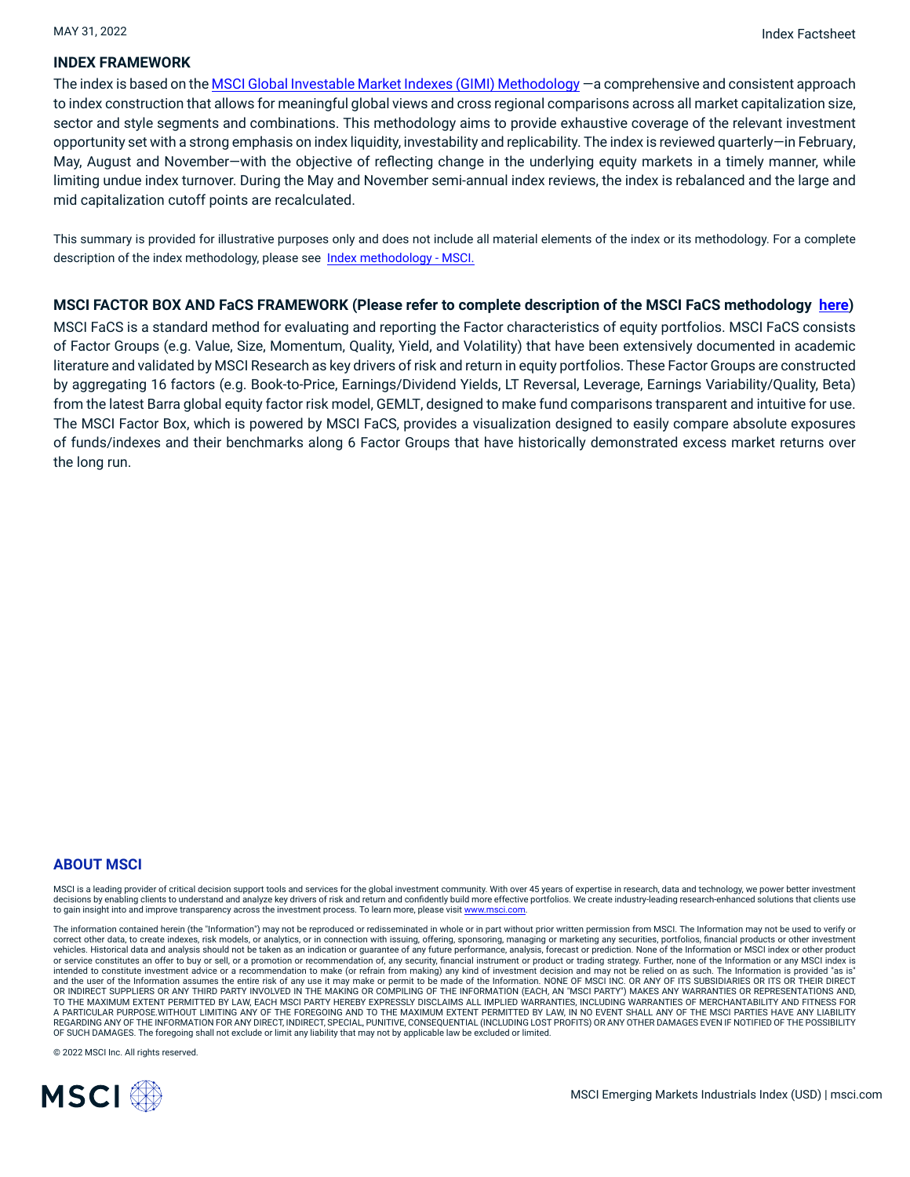## INDEX FRAMEWORK

The index is based on the MSCI Global Investable Market Indexes (GIMI) Methodology —a comprehensive and consistent approach to index construction that allows for meaningful global views and cross regional comparisons across all market capitalization size, sector and style segments and combinations. This methodology aims to provide exhaustive coverage of the relevant investment opportunity set with a strong emphasis on index liquidity, investability and replicability. The index is reviewed quarterly—in February, May, August and November—with the objective of reflecting change in the underlying equity markets in a timely manner, while limiting undue index turnover. During the May and November semi-annual index reviews, the index is rebalanced and the large and mid capitalization cutoff points are recalculated.

This summary is provided for illustrative purposes only and does not include all material elements of the index or its methodology. For a complete description of the index methodology, please see Index methodology - MSCI.

## MSCI FACTOR BOX AND FaCS FRAMEWORK (Please refer to complete description of the MSCI FaCS methodology here)

MSCI FaCS is a standard method for evaluating and reporting the Factor characteristics of equity portfolios. MSCI FaCS consists of Factor Groups (e.g. Value, Size, Momentum, Quality, Yield, and Volatility) that have been extensively documented in academic literature and validated by MSCI Research as key drivers of risk and return in equity portfolios. These Factor Groups are constructed by aggregating 16 factors (e.g. Book-to-Price, Earnings/Dividend Yields, LT Reversal, Leverage, Earnings Variability/Quality, Beta) from the latest Barra global equity factor risk model, GEMLT, designed to make fund comparisons transparent and intuitive for use. The MSCI Factor Box, which is powered by MSCI FaCS, provides a visualization designed to easily compare absolute exposures of funds/indexes and their benchmarks along 6 Factor Groups that have historically demonstrated excess market returns over the long run.

## ABOUT MSCI

MSCI is a leading provider of critical decision support tools and services for the global investment community. With over 45 years of expertise in research, data and technology, we power better investment decisions by enabling clients to understand and analyze key drivers of risk and return and confidently build more effective portfolios. We create industry-leading research-enhanced solutions that clients use to gain insight into and improve transparency across the investment process. To learn more, please visit www.msci.com.

The information contained herein (the "Information") may not be reproduced or redisseminated in whole or in part without prior written permission from MSCI. The Information may not be used to verify or correct other data, to create indexes, risk models, or analytics, or in connection with issuing, offering, sponsoring, managing or marketing any securities, portfolios, financial products or other investment vehicles. Historical data and analysis should not be taken as an indication or guarantee of any future performance, analysis, forecast or prediction. None of the Information or MSCI index or other product or service constitutes an offer to buy or sell, or a promotion or recommendation of, any security, financial instrument or product or trading strategy. Further, none of the Information or any MSCI index is intended to constitute investment advice or a recommendation to make (or refrain from making) any kind of investment decision and may not be relied on as such. The Information is provided "as is" and the user of the Information assumes the entire risk of any use it may make or permit to be made of the Information. NONE OF MSCI INC. OR ANY OF ITS SUBSIDIARIES OR ITS OR THEIR DIRECT OR INDIRECT SUPPLIERS OR ANY THIRD PARTY INVOLVED IN THE MAKING OR COMPILING OF THE INFORMATION (EACH, AN "MSCI PARTY") MAKES ANY WARRANTIES OR REPRESENTATIONS AND, TO THE MAXIMUM EXTENT PERMITTED BY LAW, EACH MSCI PARTY HEREBY EXPRESSLY DISCLAIMS ALL IMPLIED WARRANTIES, INCLUDING WARRANTIES OF MERCHANTABILITY AND FITNESS FOR A PARTICULAR PURPOSE.WITHOUT LIMITING ANY OF THE FOREGOING AND TO THE MAXIMUM EXTENT PERMITTED BY LAW, IN NO EVENT SHALL ANY OF THE MSCI PARTIES HAVE ANY LIABILITY REGARDING ANY OF THE INFORMATION FOR ANY DIRECT, INDIRECT, SPECIAL, PUNITIVE, CONSEQUENTIAL (INCLUDING LOST PROFITS) OR ANY OTHER DAMAGES EVEN IF NOTIFIED OF THE POSSIBILITY OF SUCH DAMAGES. The foregoing shall not exclude or limit any liability that may not by applicable law be excluded or limited.

© 2022 MSCI Inc. All rights reserved.